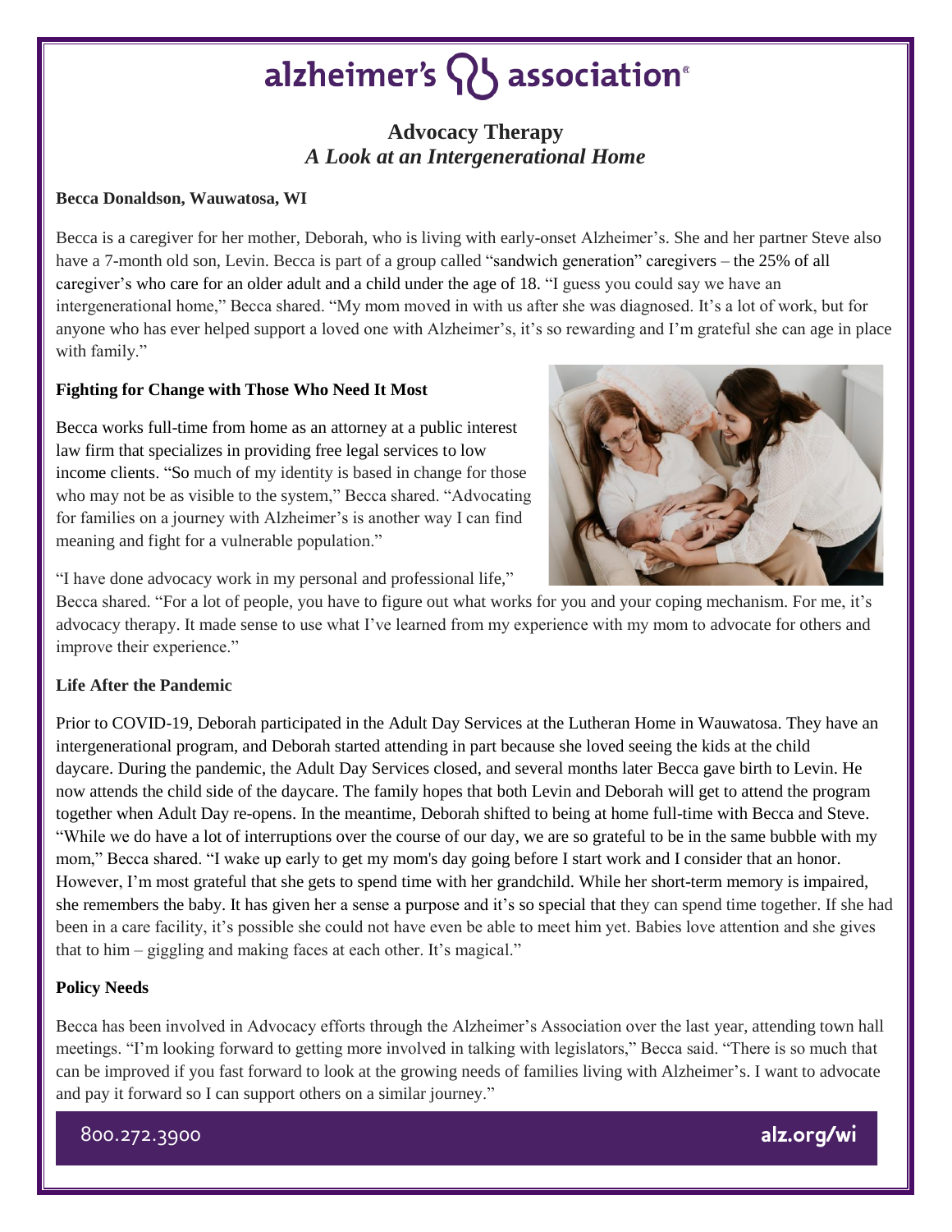# alzheimer's association

## Advocacy Therapy
### *A Look at an Intergenerational Home*

**Becca Donaldson, Wauwatosa, WI**

Becca is a caregiver for her mother, Deborah, who is living with early-onset Alzheimer's. She and her partner Steve also have a 7-month old son, Levin. Becca is part of a group called "sandwich generation" caregivers – the 25% of all caregiver's who care for an older adult and a child under the age of 18. "I guess you could say we have an intergenerational home," Becca shared. "My mom moved in with us after she was diagnosed. It's a lot of work, but for anyone who has ever helped support a loved one with Alzheimer's, it's so rewarding and I'm grateful she can age in place with family."

**Fighting for Change with Those Who Need It Most**

Becca works full-time from home as an attorney at a public interest law firm that specializes in providing free legal services to low income clients. "So much of my identity is based in change for those who may not be as visible to the system," Becca shared. "Advocating for families on a journey with Alzheimer's is another way I can find meaning and fight for a vulnerable population."

"I have done advocacy work in my personal and professional life," Becca shared. "For a lot of people, you have to figure out what works for you and your coping mechanism. For me, it's advocacy therapy. It made sense to use what I've learned from my experience with my mom to advocate for others and improve their experience."

**Life After the Pandemic**

Prior to COVID-19, Deborah participated in the Adult Day Services at the Lutheran Home in Wauwatosa. They have an intergenerational program, and Deborah started attending in part because she loved seeing the kids at the child daycare. During the pandemic, the Adult Day Services closed, and several months later Becca gave birth to Levin. He now attends the child side of the daycare. The family hopes that both Levin and Deborah will get to attend the program together when Adult Day re-opens. In the meantime, Deborah shifted to being at home full-time with Becca and Steve. "While we do have a lot of interruptions over the course of our day, we are so grateful to be in the same bubble with my mom," Becca shared. "I wake up early to get my mom's day going before I start work and I consider that an honor. However, I'm most grateful that she gets to spend time with her grandchild. While her short-term memory is impaired, she remembers the baby. It has given her a sense a purpose and it's so special that they can spend time together. If she had been in a care facility, it's possible she could not have even be able to meet him yet. Babies love attention and she gives that to him – giggling and making faces at each other. It's magical."

**Policy Needs**

Becca has been involved in Advocacy efforts through the Alzheimer's Association over the last year, attending town hall meetings. "I'm looking forward to getting more involved in talking with legislators," Becca said. "There is so much that can be improved if you fast forward to look at the growing needs of families living with Alzheimer's. I want to advocate and pay it forward so I can support others on a similar journey."

800.272.3900 alz.org/wi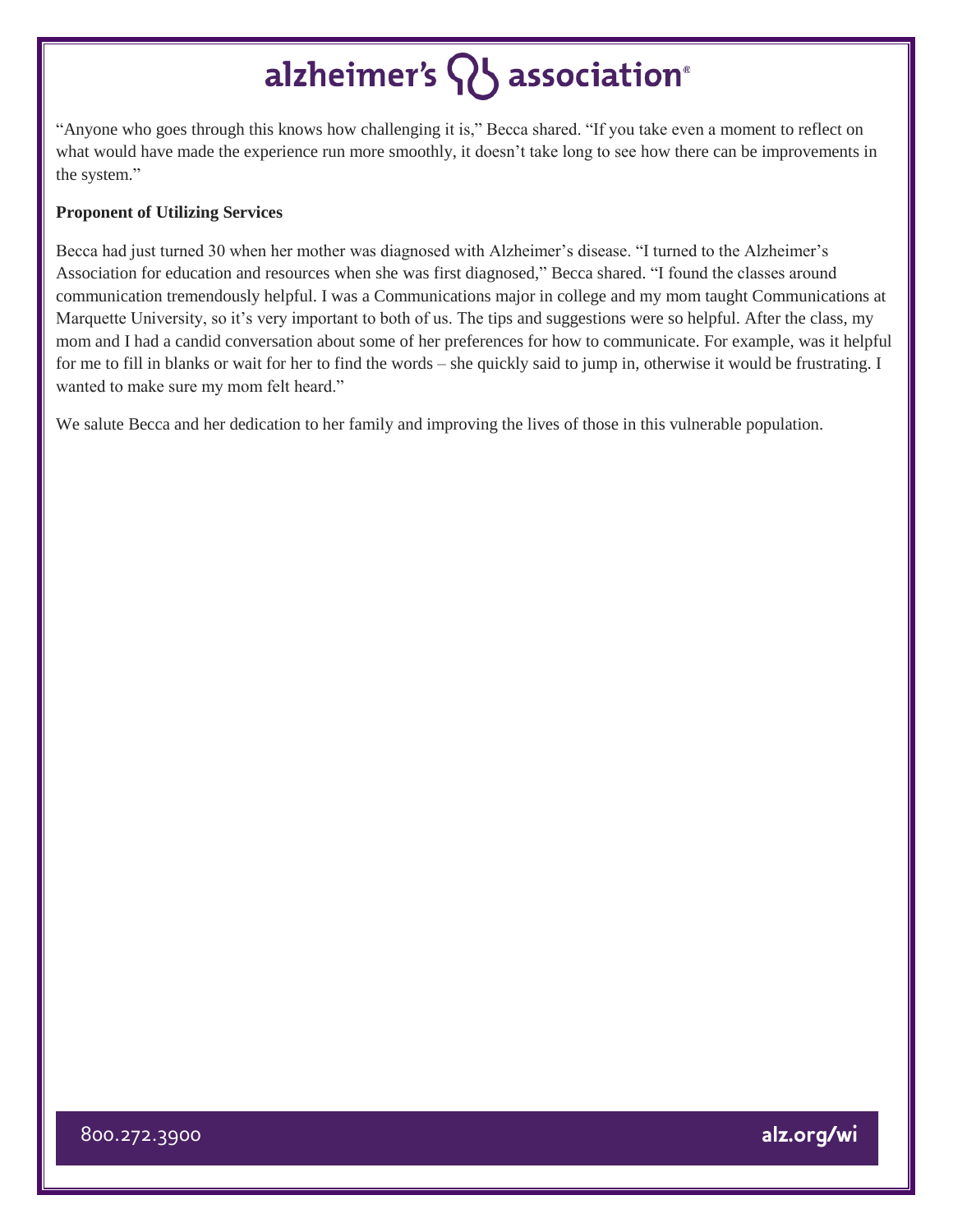"Anyone who goes through this knows how challenging it is," Becca shared. "If you take even a moment to reflect on what would have made the experience run more smoothly, it doesn't take long to see how there can be improvements in the system."

**Proponent of Utilizing Services**

Becca had just turned 30 when her mother was diagnosed with Alzheimer's disease. "I turned to the Alzheimer's Association for education and resources when she was first diagnosed," Becca shared. "I found the classes around communication tremendously helpful. I was a Communications major in college and my mom taught Communications at Marquette University, so it's very important to both of us. The tips and suggestions were so helpful. After the class, my mom and I had a candid conversation about some of her preferences for how to communicate. For example, was it helpful for me to fill in blanks or wait for her to find the words – she quickly said to jump in, otherwise it would be frustrating. I wanted to make sure my mom felt heard."

We salute Becca and her dedication to her family and improving the lives of those in this vulnerable population.